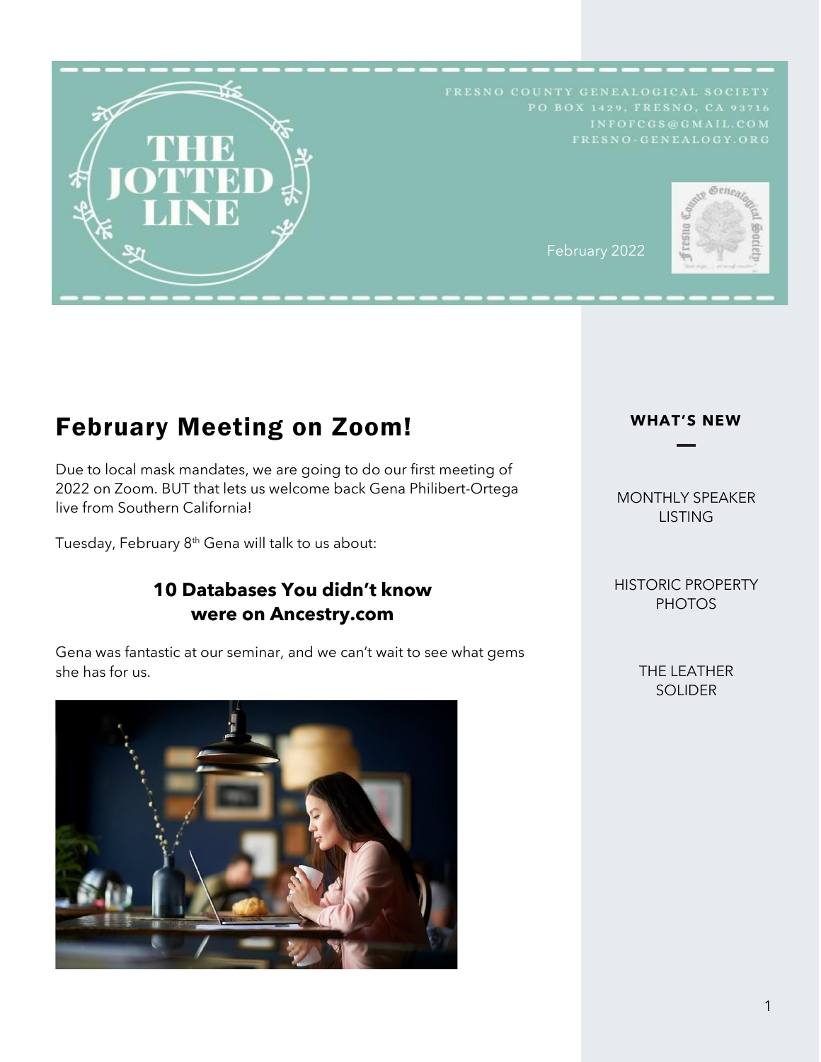# THE JOTTED LINE

FRESNO COUNTY GENEALOGICAL SOCIETY
PO BOX 1429, FRESNO, CA 93716
INFOFCGS@GMAIL.COM
FRESNO-GENEALOGY.ORG

February 2022

## February Meeting on Zoom!

Due to local mask mandates, we are going to do our first meeting of 2022 on Zoom. BUT that lets us welcome back Gena Philibert-Ortega live from Southern California!

Tuesday, February 8th Gena will talk to us about:

### 10 Databases You didn't know were on Ancestry.com

Gena was fantastic at our seminar, and we can't wait to see what gems she has for us.

**WHAT'S NEW**

MONTHLY SPEAKER LISTING

HISTORIC PROPERTY PHOTOS

THE LEATHER SOLIDER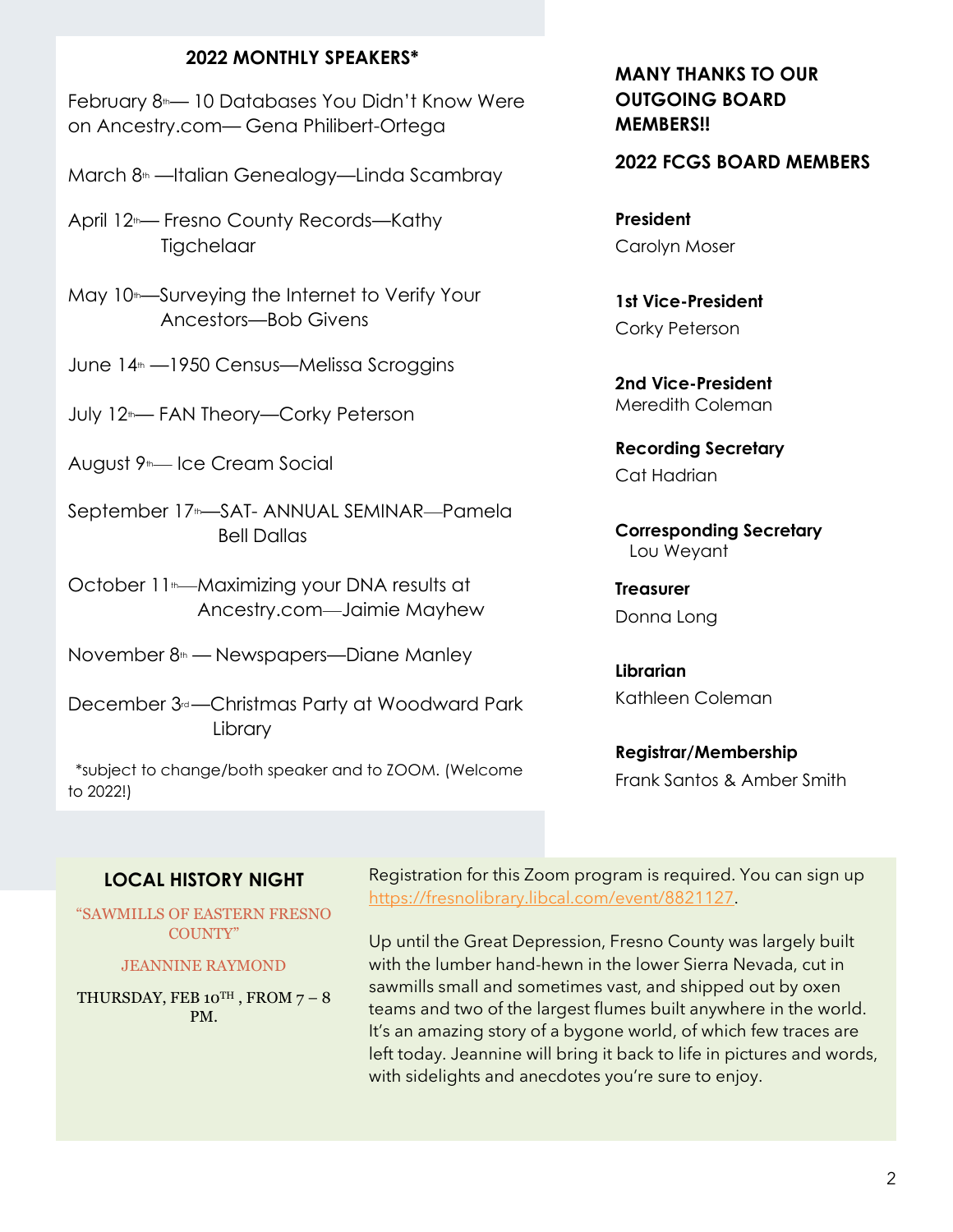## 2022 MONTHLY SPEAKERS*

February 8th— 10 Databases You Didn't Know Were on Ancestry.com— Gena Philibert-Ortega

March 8th —Italian Genealogy—Linda Scambray

April 12th— Fresno County Records—Kathy Tigchelaar

May 10th—Surveying the Internet to Verify Your Ancestors—Bob Givens

June 14th —1950 Census—Melissa Scroggins

July 12th— FAN Theory—Corky Peterson

August 9th— Ice Cream Social

September 17th—SAT- ANNUAL SEMINAR—Pamela Bell Dallas

October 11th—Maximizing your DNA results at Ancestry.com—Jaimie Mayhew

November 8th — Newspapers—Diane Manley

December 3rd—Christmas Party at Woodward Park Library

*subject to change/both speaker and to ZOOM. (Welcome to 2022!)

**MANY THANKS TO OUR OUTGOING BOARD MEMBERS!!**

**2022 FCGS BOARD MEMBERS**

**President**
Carolyn Moser

**1st Vice-President**
Corky Peterson

**2nd Vice-President**
Meredith Coleman

**Recording Secretary**
Cat Hadrian

**Corresponding Secretary**
Lou Weyant

**Treasurer**
Donna Long

**Librarian**
Kathleen Coleman

**Registrar/Membership**
Frank Santos & Amber Smith

## LOCAL HISTORY NIGHT

"SAWMILLS OF EASTERN FRESNO COUNTY"

JEANNINE RAYMOND

THURSDAY, FEB 10TH , FROM 7 – 8 PM.

Registration for this Zoom program is required. You can sign up https://fresnolibrary.libcal.com/event/8821127.

Up until the Great Depression, Fresno County was largely built with the lumber hand-hewn in the lower Sierra Nevada, cut in sawmills small and sometimes vast, and shipped out by oxen teams and two of the largest flumes built anywhere in the world. It's an amazing story of a bygone world, of which few traces are left today. Jeannine will bring it back to life in pictures and words, with sidelights and anecdotes you're sure to enjoy.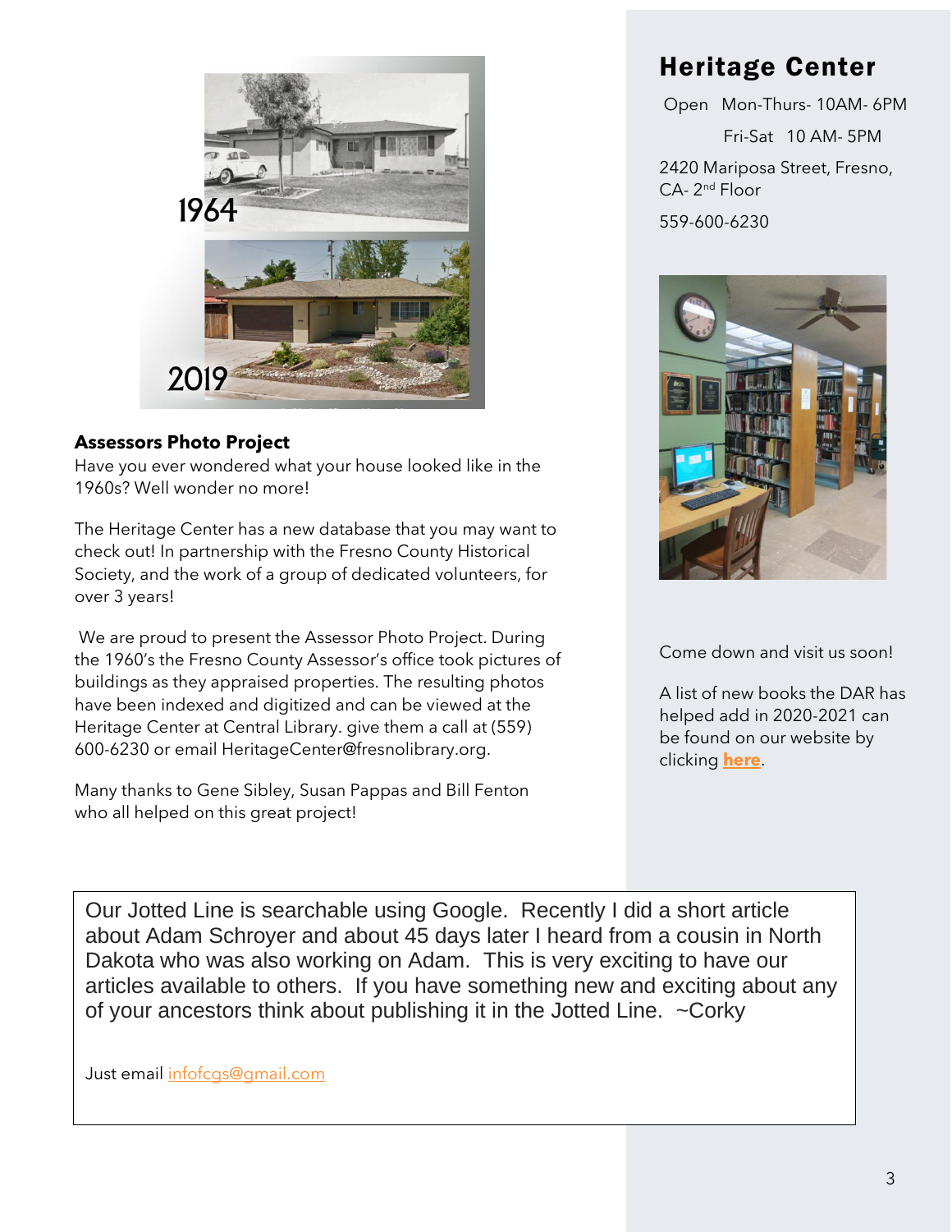1964

2019

**Assessors Photo Project**

Have you ever wondered what your house looked like in the 1960s? Well wonder no more!

The Heritage Center has a new database that you may want to check out! In partnership with the Fresno County Historical Society, and the work of a group of dedicated volunteers, for over 3 years!

We are proud to present the Assessor Photo Project. During the 1960's the Fresno County Assessor's office took pictures of buildings as they appraised properties. The resulting photos have been indexed and digitized and can be viewed at the Heritage Center at Central Library. give them a call at (559) 600-6230 or email HeritageCenter@fresnolibrary.org.

Many thanks to Gene Sibley, Susan Pappas and Bill Fenton who all helped on this great project!

## Heritage Center

Open Mon-Thurs- 10AM- 6PM

Fri-Sat 10 AM- 5PM

2420 Mariposa Street, Fresno, CA- 2nd Floor

559-600-6230

Come down and visit us soon!

A list of new books the DAR has helped add in 2020-2021 can be found on our website by clicking **here**.

Our Jotted Line is searchable using Google. Recently I did a short article about Adam Schroyer and about 45 days later I heard from a cousin in North Dakota who was also working on Adam. This is very exciting to have our articles available to others. If you have something new and exciting about any of your ancestors think about publishing it in the Jotted Line. ~Corky

Just email infofcgs@gmail.com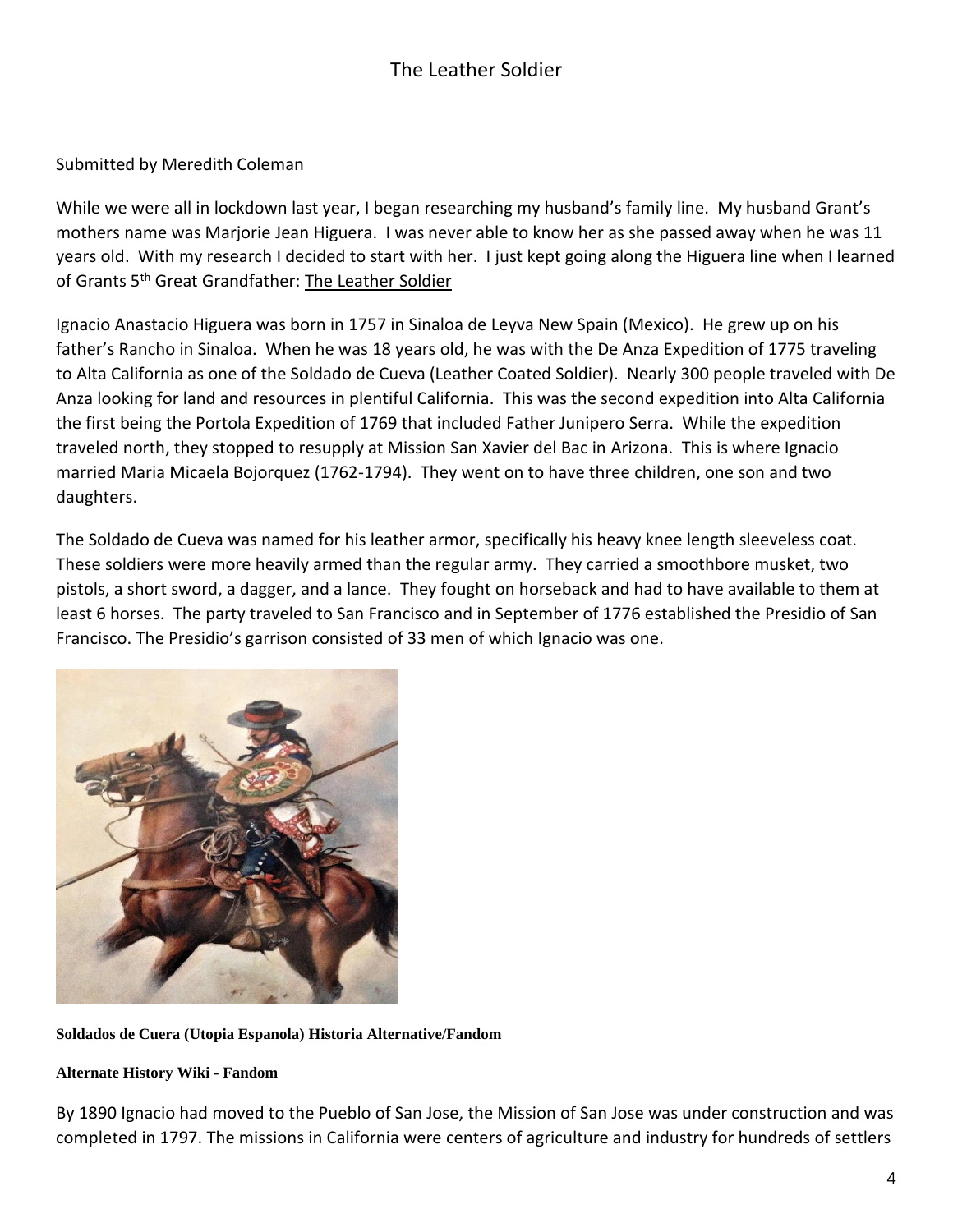# The Leather Soldier

Submitted by Meredith Coleman

While we were all in lockdown last year, I began researching my husband's family line. My husband Grant's mothers name was Marjorie Jean Higuera. I was never able to know her as she passed away when he was 11 years old. With my research I decided to start with her. I just kept going along the Higuera line when I learned of Grants 5th Great Grandfather: The Leather Soldier

Ignacio Anastacio Higuera was born in 1757 in Sinaloa de Leyva New Spain (Mexico). He grew up on his father's Rancho in Sinaloa. When he was 18 years old, he was with the De Anza Expedition of 1775 traveling to Alta California as one of the Soldado de Cueva (Leather Coated Soldier). Nearly 300 people traveled with De Anza looking for land and resources in plentiful California. This was the second expedition into Alta California the first being the Portola Expedition of 1769 that included Father Junipero Serra. While the expedition traveled north, they stopped to resupply at Mission San Xavier del Bac in Arizona. This is where Ignacio married Maria Micaela Bojorquez (1762-1794). They went on to have three children, one son and two daughters.

The Soldado de Cueva was named for his leather armor, specifically his heavy knee length sleeveless coat. These soldiers were more heavily armed than the regular army. They carried a smoothbore musket, two pistols, a short sword, a dagger, and a lance. They fought on horseback and had to have available to them at least 6 horses. The party traveled to San Francisco and in September of 1776 established the Presidio of San Francisco. The Presidio's garrison consisted of 33 men of which Ignacio was one.

**Soldados de Cuera (Utopia Espanola) Historia Alternative/Fandom**

**Alternate History Wiki - Fandom**

By 1890 Ignacio had moved to the Pueblo of San Jose, the Mission of San Jose was under construction and was completed in 1797. The missions in California were centers of agriculture and industry for hundreds of settlers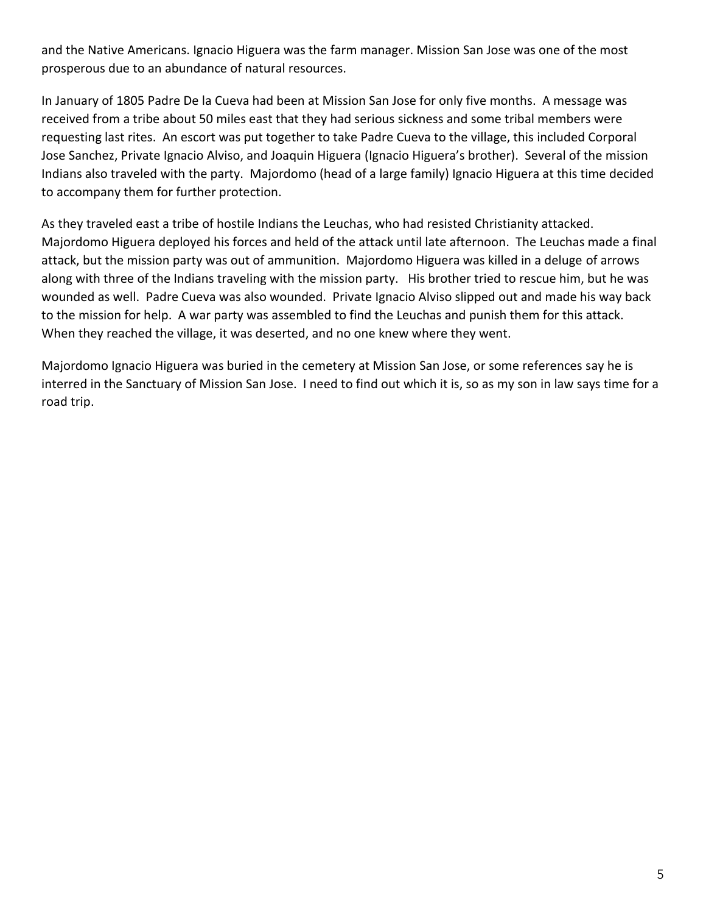and the Native Americans. Ignacio Higuera was the farm manager. Mission San Jose was one of the most prosperous due to an abundance of natural resources.

In January of 1805 Padre De la Cueva had been at Mission San Jose for only five months. A message was received from a tribe about 50 miles east that they had serious sickness and some tribal members were requesting last rites. An escort was put together to take Padre Cueva to the village, this included Corporal Jose Sanchez, Private Ignacio Alviso, and Joaquin Higuera (Ignacio Higuera's brother). Several of the mission Indians also traveled with the party. Majordomo (head of a large family) Ignacio Higuera at this time decided to accompany them for further protection.

As they traveled east a tribe of hostile Indians the Leuchas, who had resisted Christianity attacked. Majordomo Higuera deployed his forces and held of the attack until late afternoon. The Leuchas made a final attack, but the mission party was out of ammunition. Majordomo Higuera was killed in a deluge of arrows along with three of the Indians traveling with the mission party. His brother tried to rescue him, but he was wounded as well. Padre Cueva was also wounded. Private Ignacio Alviso slipped out and made his way back to the mission for help. A war party was assembled to find the Leuchas and punish them for this attack. When they reached the village, it was deserted, and no one knew where they went.

Majordomo Ignacio Higuera was buried in the cemetery at Mission San Jose, or some references say he is interred in the Sanctuary of Mission San Jose. I need to find out which it is, so as my son in law says time for a road trip.